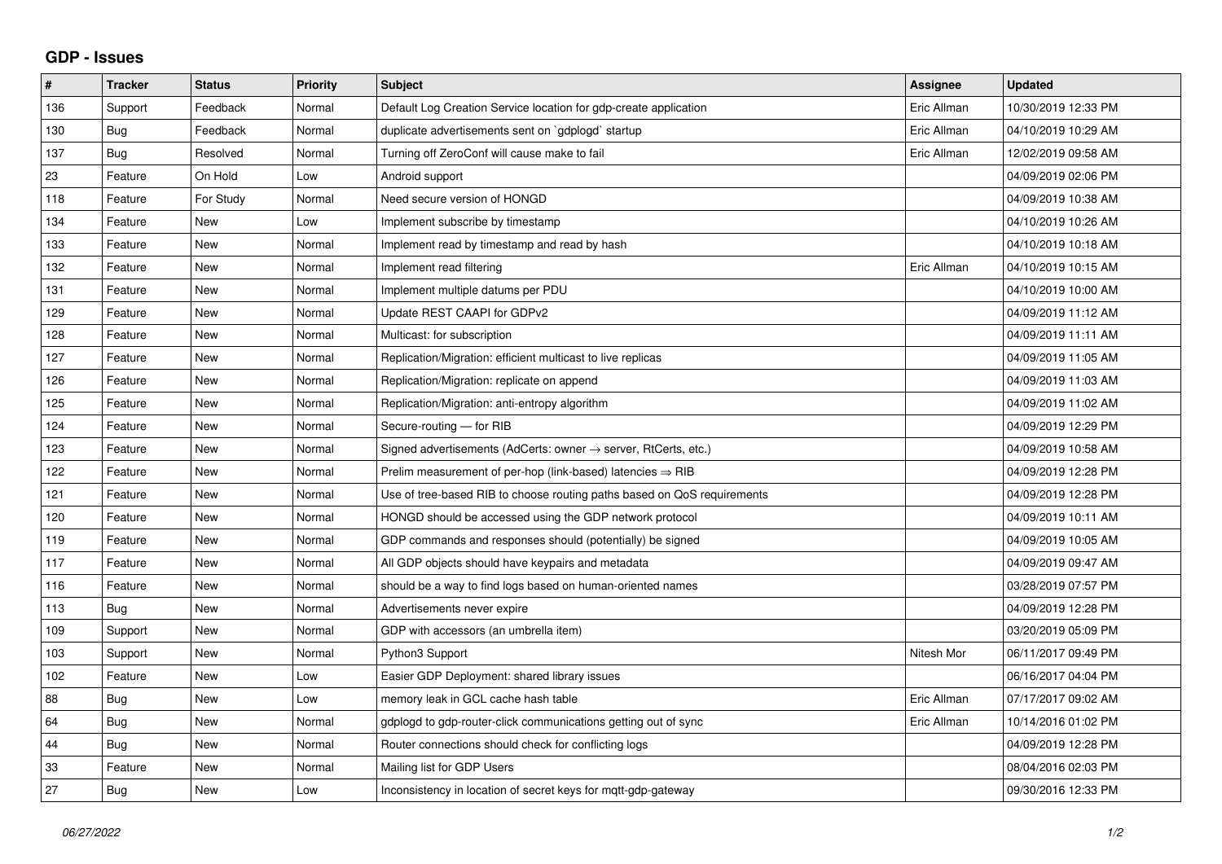## GDP - Issues

| # | Tracker | Status | Priority | Subject | Assignee | Updated |
|---|---|---|---|---|---|---|
| 136 | Support | Feedback | Normal | Default Log Creation Service location for gdp-create application | Eric Allman | 10/30/2019 12:33 PM |
| 130 | Bug | Feedback | Normal | duplicate advertisements sent on `gdplogd` startup | Eric Allman | 04/10/2019 10:29 AM |
| 137 | Bug | Resolved | Normal | Turning off ZeroConf will cause make to fail | Eric Allman | 12/02/2019 09:58 AM |
| 23 | Feature | On Hold | Low | Android support | | 04/09/2019 02:06 PM |
| 118 | Feature | For Study | Normal | Need secure version of HONGD | | 04/09/2019 10:38 AM |
| 134 | Feature | New | Low | Implement subscribe by timestamp | | 04/10/2019 10:26 AM |
| 133 | Feature | New | Normal | Implement read by timestamp and read by hash | | 04/10/2019 10:18 AM |
| 132 | Feature | New | Normal | Implement read filtering | Eric Allman | 04/10/2019 10:15 AM |
| 131 | Feature | New | Normal | Implement multiple datums per PDU | | 04/10/2019 10:00 AM |
| 129 | Feature | New | Normal | Update REST CAAPI for GDPv2 | | 04/09/2019 11:12 AM |
| 128 | Feature | New | Normal | Multicast: for subscription | | 04/09/2019 11:11 AM |
| 127 | Feature | New | Normal | Replication/Migration: efficient multicast to live replicas | | 04/09/2019 11:05 AM |
| 126 | Feature | New | Normal | Replication/Migration: replicate on append | | 04/09/2019 11:03 AM |
| 125 | Feature | New | Normal | Replication/Migration: anti-entropy algorithm | | 04/09/2019 11:02 AM |
| 124 | Feature | New | Normal | Secure-routing — for RIB | | 04/09/2019 12:29 PM |
| 123 | Feature | New | Normal | Signed advertisements (AdCerts: owner → server, RtCerts, etc.) | | 04/09/2019 10:58 AM |
| 122 | Feature | New | Normal | Prelim measurement of per-hop (link-based) latencies ⇒ RIB | | 04/09/2019 12:28 PM |
| 121 | Feature | New | Normal | Use of tree-based RIB to choose routing paths based on QoS requirements | | 04/09/2019 12:28 PM |
| 120 | Feature | New | Normal | HONGD should be accessed using the GDP network protocol | | 04/09/2019 10:11 AM |
| 119 | Feature | New | Normal | GDP commands and responses should (potentially) be signed | | 04/09/2019 10:05 AM |
| 117 | Feature | New | Normal | All GDP objects should have keypairs and metadata | | 04/09/2019 09:47 AM |
| 116 | Feature | New | Normal | should be a way to find logs based on human-oriented names | | 03/28/2019 07:57 PM |
| 113 | Bug | New | Normal | Advertisements never expire | | 04/09/2019 12:28 PM |
| 109 | Support | New | Normal | GDP with accessors (an umbrella item) | | 03/20/2019 05:09 PM |
| 103 | Support | New | Normal | Python3 Support | Nitesh Mor | 06/11/2017 09:49 PM |
| 102 | Feature | New | Low | Easier GDP Deployment: shared library issues | | 06/16/2017 04:04 PM |
| 88 | Bug | New | Low | memory leak in GCL cache hash table | Eric Allman | 07/17/2017 09:02 AM |
| 64 | Bug | New | Normal | gdplogd to gdp-router-click communications getting out of sync | Eric Allman | 10/14/2016 01:02 PM |
| 44 | Bug | New | Normal | Router connections should check for conflicting logs | | 04/09/2019 12:28 PM |
| 33 | Feature | New | Normal | Mailing list for GDP Users | | 08/04/2016 02:03 PM |
| 27 | Bug | New | Low | Inconsistency in location of secret keys for mqtt-gdp-gateway | | 09/30/2016 12:33 PM |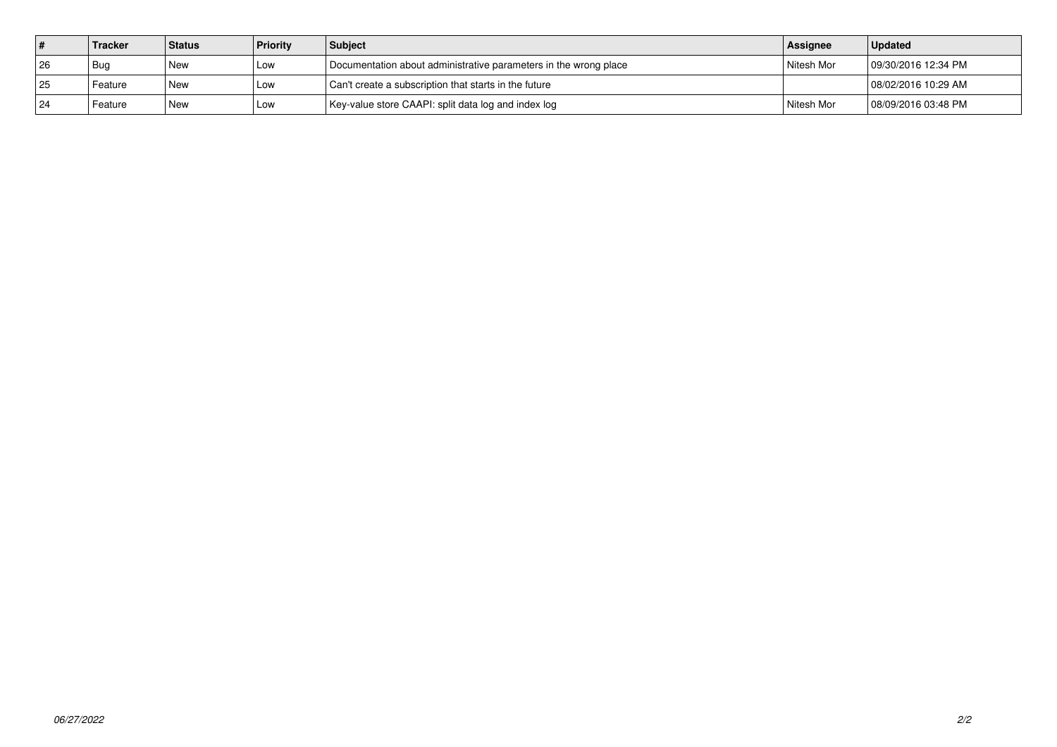| # | Tracker | Status | Priority | Subject | Assignee | Updated |
|---|---|---|---|---|---|---|
| 26 | Bug | New | Low | Documentation about administrative parameters in the wrong place | Nitesh Mor | 09/30/2016 12:34 PM |
| 25 | Feature | New | Low | Can't create a subscription that starts in the future | | 08/02/2016 10:29 AM |
| 24 | Feature | New | Low | Key-value store CAAPI: split data log and index log | Nitesh Mor | 08/09/2016 03:48 PM |